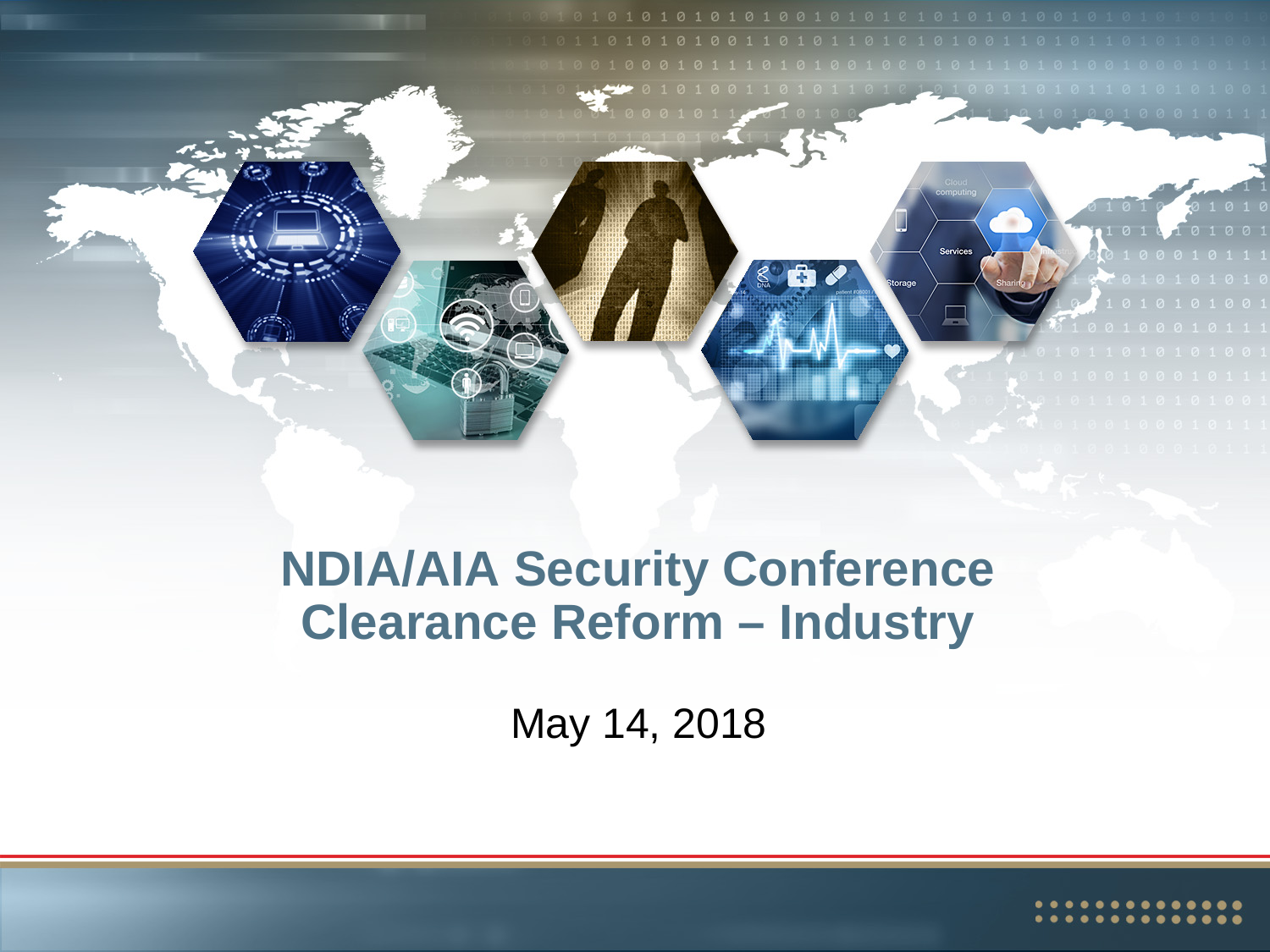# NDIA/AIA Security Conference
# Clearance Reform – Industry

May 14, 2018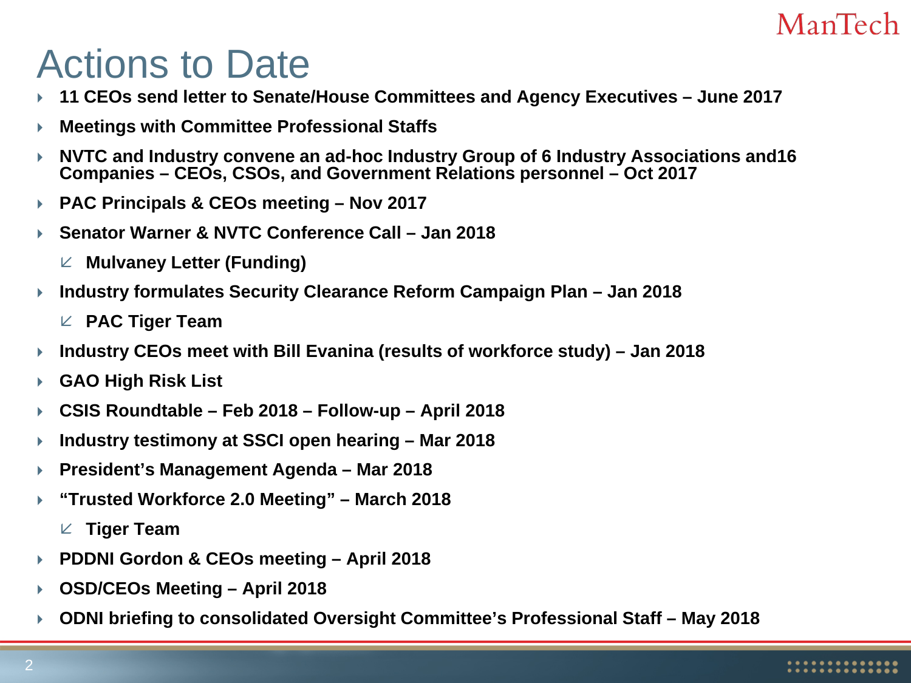# Actions to Date

- **11 CEOs send letter to Senate/House Committees and Agency Executives – June 2017**
- **Meetings with Committee Professional Staffs**
- **NVTC and Industry convene an ad-hoc Industry Group of 6 Industry Associations and16 Companies – CEOs, CSOs, and Government Relations personnel – Oct 2017**
- **PAC Principals & CEOs meeting – Nov 2017**
- **Senator Warner & NVTC Conference Call – Jan 2018**
  - **Mulvaney Letter (Funding)**
- **Industry formulates Security Clearance Reform Campaign Plan – Jan 2018**
  - **PAC Tiger Team**
- **Industry CEOs meet with Bill Evanina (results of workforce study) – Jan 2018**
- **GAO High Risk List**
- **CSIS Roundtable – Feb 2018 – Follow-up – April 2018**
- **Industry testimony at SSCI open hearing – Mar 2018**
- **President's Management Agenda – Mar 2018**
- **"Trusted Workforce 2.0 Meeting" – March 2018**
  - **Tiger Team**
- **PDDNI Gordon & CEOs meeting – April 2018**
- **OSD/CEOs Meeting – April 2018**
- **ODNI briefing to consolidated Oversight Committee's Professional Staff – May 2018**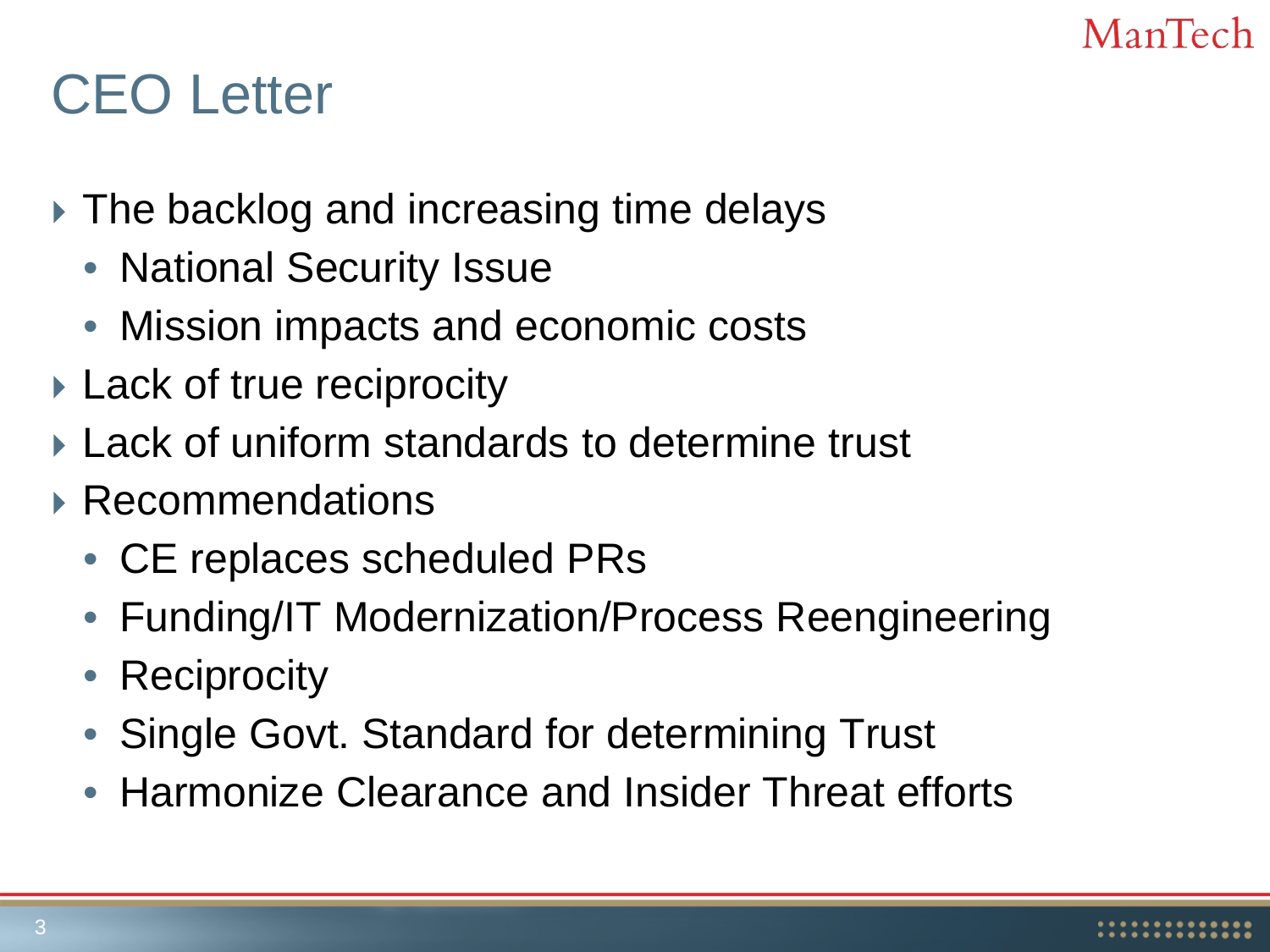# CEO Letter

- The backlog and increasing time delays
  - National Security Issue
  - Mission impacts and economic costs
- Lack of true reciprocity
- Lack of uniform standards to determine trust
- Recommendations
  - CE replaces scheduled PRs
  - Funding/IT Modernization/Process Reengineering
  - Reciprocity
  - Single Govt. Standard for determining Trust
  - Harmonize Clearance and Insider Threat efforts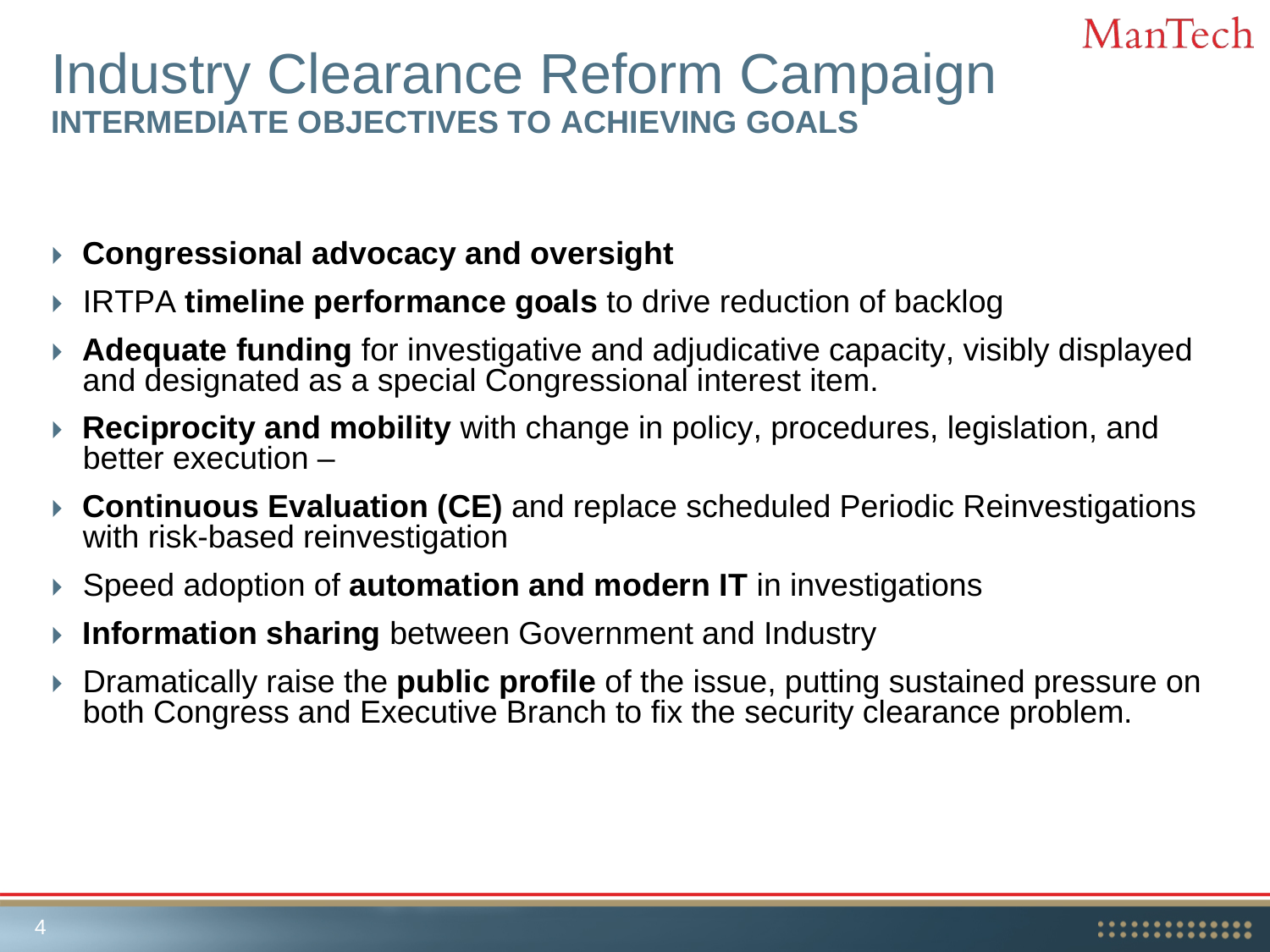# Industry Clearance Reform Campaign

## INTERMEDIATE OBJECTIVES TO ACHIEVING GOALS

- **Congressional advocacy and oversight**
- IRTPA **timeline performance goals** to drive reduction of backlog
- **Adequate funding** for investigative and adjudicative capacity, visibly displayed and designated as a special Congressional interest item.
- **Reciprocity and mobility** with change in policy, procedures, legislation, and better execution –
- **Continuous Evaluation (CE)** and replace scheduled Periodic Reinvestigations with risk-based reinvestigation
- Speed adoption of **automation and modern IT** in investigations
- **Information sharing** between Government and Industry
- Dramatically raise the **public profile** of the issue, putting sustained pressure on both Congress and Executive Branch to fix the security clearance problem.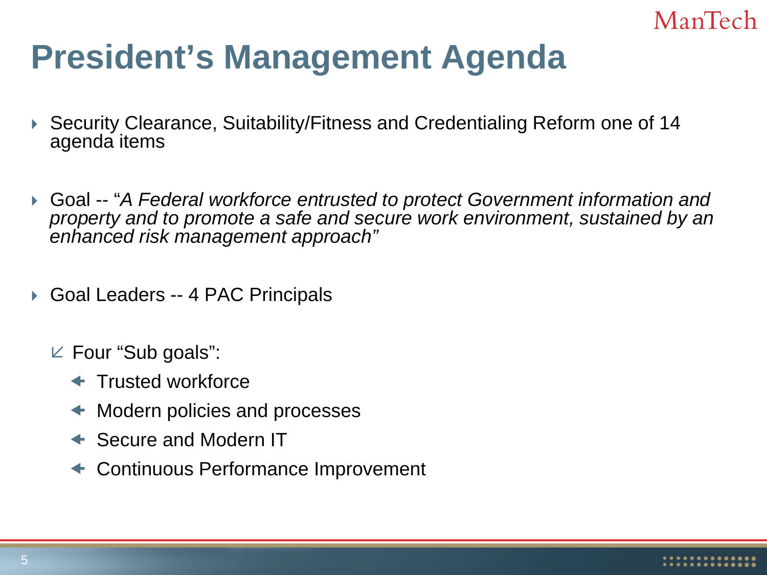# President's Management Agenda

- Security Clearance, Suitability/Fitness and Credentialing Reform one of 14 agenda items

- Goal -- "*A Federal workforce entrusted to protect Government information and property and to promote a safe and secure work environment, sustained by an enhanced risk management approach*"

- Goal Leaders -- 4 PAC Principals

  - Four "Sub goals":
    - Trusted workforce
    - Modern policies and processes
    - Secure and Modern IT
    - Continuous Performance Improvement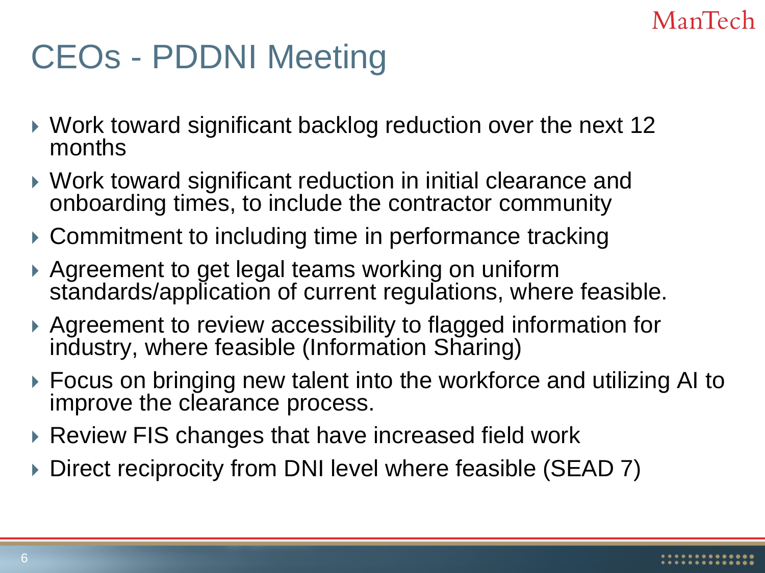# CEOs - PDDNI Meeting

- Work toward significant backlog reduction over the next 12 months
- Work toward significant reduction in initial clearance and onboarding times, to include the contractor community
- Commitment to including time in performance tracking
- Agreement to get legal teams working on uniform standards/application of current regulations, where feasible.
- Agreement to review accessibility to flagged information for industry, where feasible (Information Sharing)
- Focus on bringing new talent into the workforce and utilizing AI to improve the clearance process.
- Review FIS changes that have increased field work
- Direct reciprocity from DNI level where feasible (SEAD 7)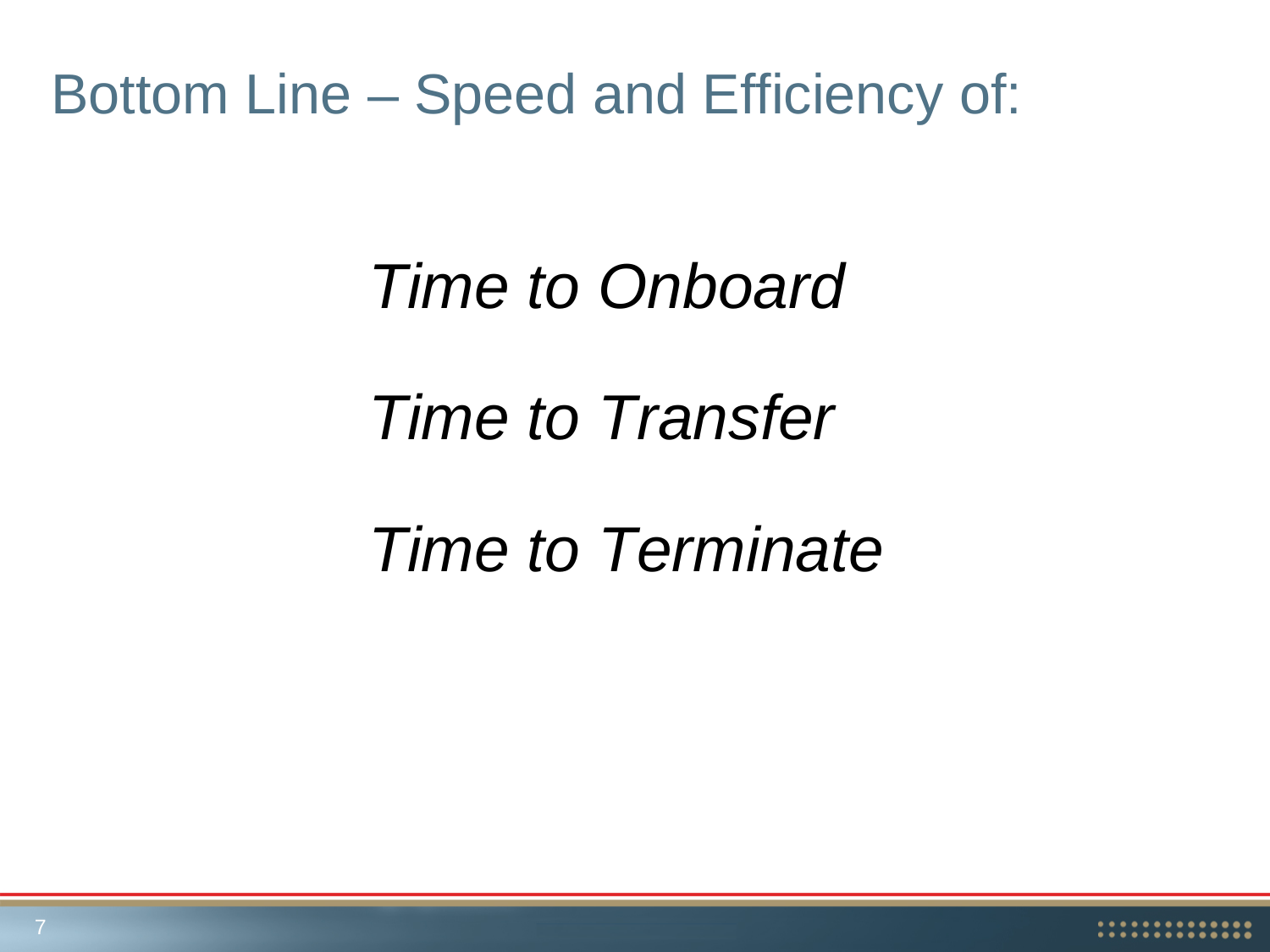# Bottom Line – Speed and Efficiency of:

*Time to Onboard*

*Time to Transfer*

*Time to Terminate*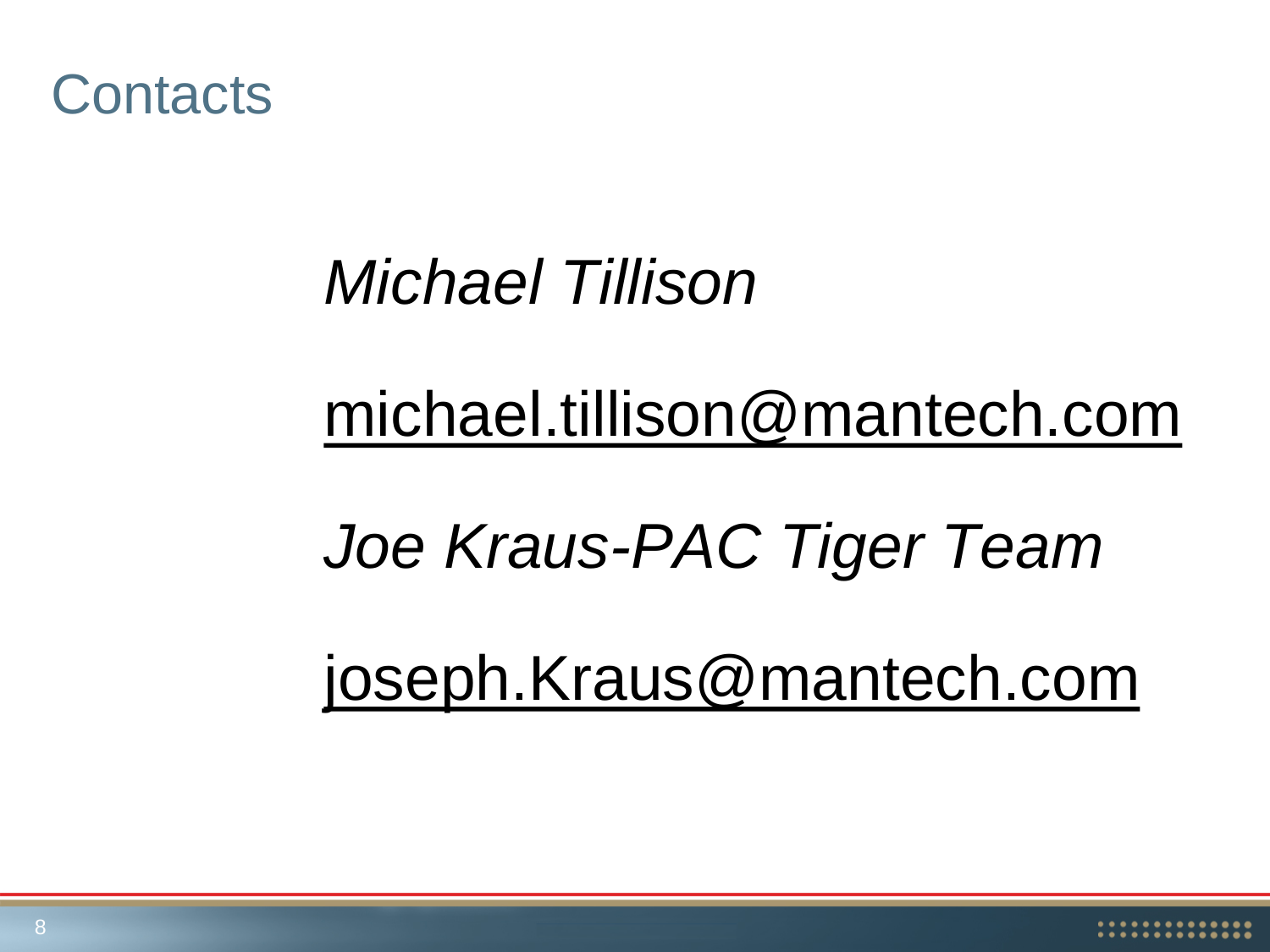# Contacts

*Michael Tillison*

michael.tillison@mantech.com

*Joe Kraus-PAC Tiger Team*

joseph.Kraus@mantech.com